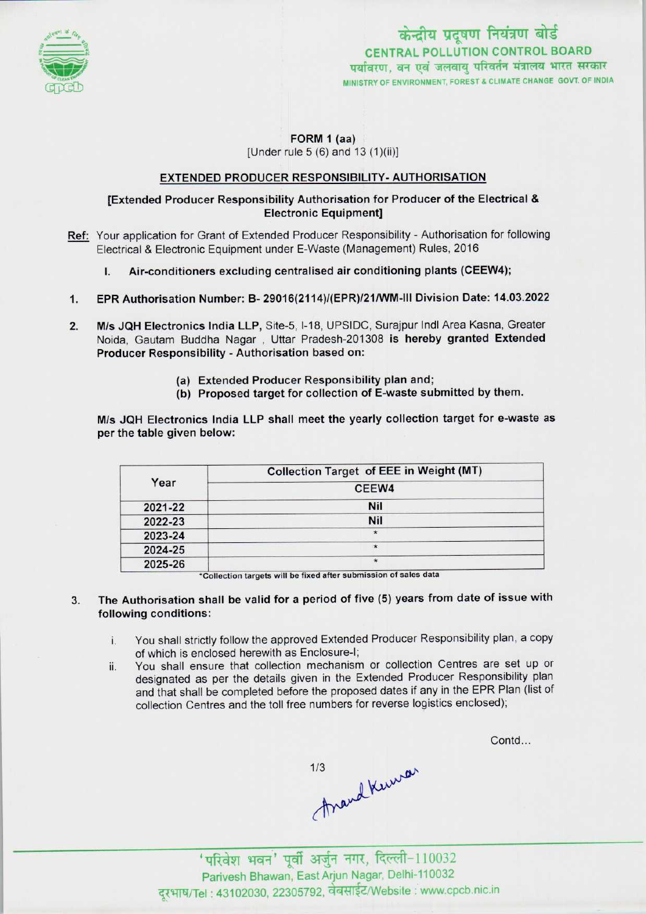केन्द्रीय प्रदूषण नियंत्रण बोर्ड
CENTRAL POLLUTION CONTROL BOARD
पर्यावरण, वन एवं जलवायु परिवर्तन मंत्रालय भारत सरकार
MINISTRY OF ENVIRONMENT, FOREST & CLIMATE CHANGE GOVT. OF INDIA

**FORM 1 (aa)**
[Under rule 5 (6) and 13 (1)(ii)]

**EXTENDED PRODUCER RESPONSIBILITY- AUTHORISATION**

**[Extended Producer Responsibility Authorisation for Producer of the Electrical & Electronic Equipment]**

Ref: Your application for Grant of Extended Producer Responsibility - Authorisation for following Electrical & Electronic Equipment under E-Waste (Management) Rules, 2016

I. **Air-conditioners excluding centralised air conditioning plants (CEEW4);**

1. **EPR Authorisation Number: B- 29016(2114)/(EPR)/21/WM-III Division Date: 14.03.2022**

2. **M/s JQH Electronics India LLP,** Site-5, I-18, UPSIDC, Surajpur Indl Area Kasna, Greater Noida, Gautam Buddha Nagar , Uttar Pradesh-201308 **is hereby granted Extended Producer Responsibility** - Authorisation based on:

   (a) **Extended Producer Responsibility plan and;**
   (b) **Proposed target for collection of E-waste submitted by them.**

**M/s JQH Electronics India LLP shall meet the yearly collection target for e-waste as per the table given below:**

| Year | Collection Target of EEE in Weight (MT) |
|---|---|
| | CEEW4 |
| 2021-22 | Nil |
| 2022-23 | Nil |
| 2023-24 | * |
| 2024-25 | * |
| 2025-26 | * |

*Collection targets will be fixed after submission of sales data

3. **The Authorisation shall be valid for a period of five (5) years from date of issue with following conditions:**

   i. You shall strictly follow the approved Extended Producer Responsibility plan, a copy of which is enclosed herewith as Enclosure-I;

   ii. You shall ensure that collection mechanism or collection Centres are set up or designated as per the details given in the Extended Producer Responsibility plan and that shall be completed before the proposed dates if any in the EPR Plan (list of collection Centres and the toll free numbers for reverse logistics enclosed);

Contd...

Anand Kumar

'परिवेश भवन' पूर्वी अर्जुन नगर, दिल्ली-110032
Parivesh Bhawan, East Arjun Nagar, Delhi-110032
दूरभाष/Tel : 43102030, 22305792, वेबसाईट/Website : www.cpcb.nic.in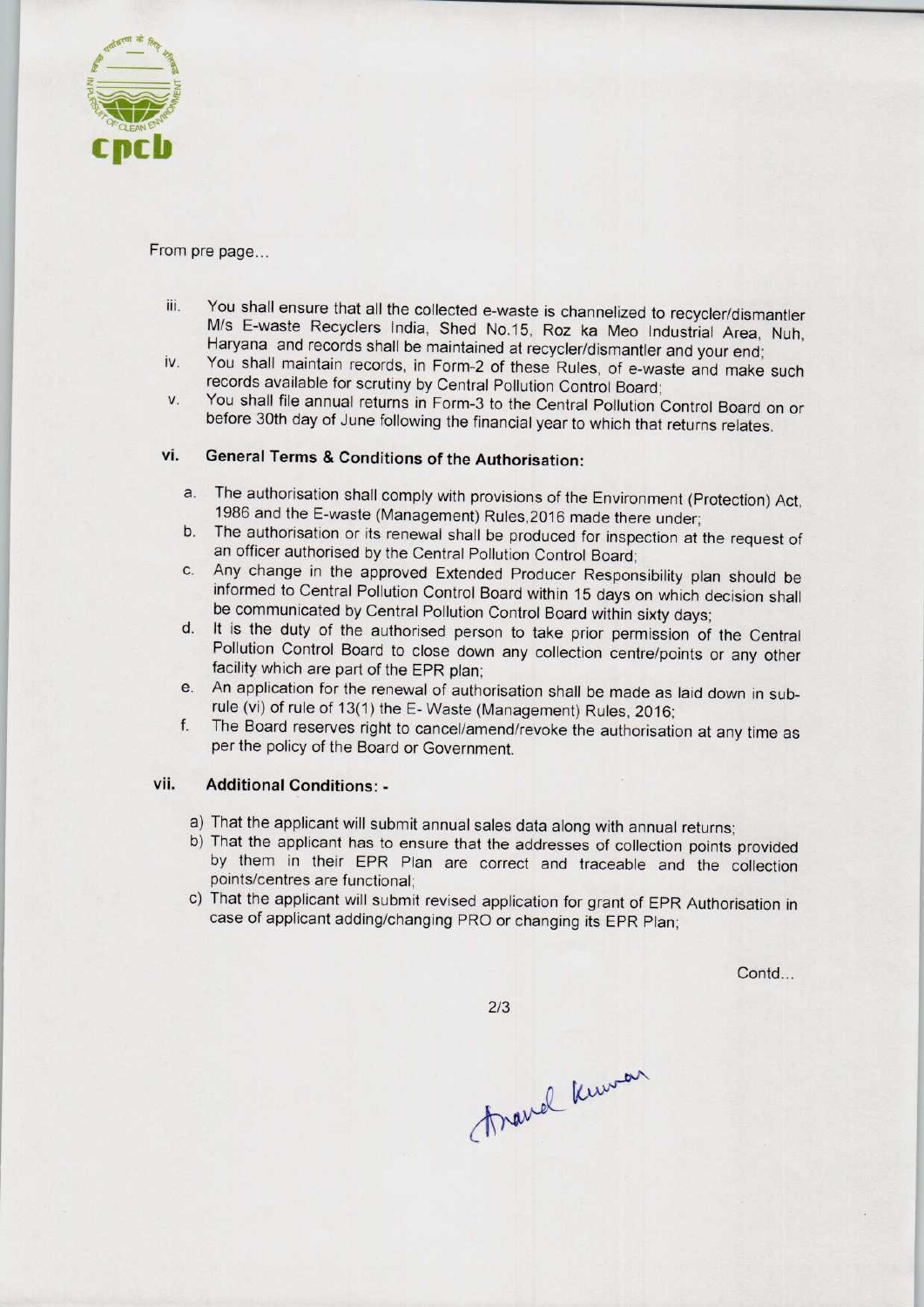From pre page...

iii. You shall ensure that all the collected e-waste is channelized to recycler/dismantler M/s E-waste Recyclers India, Shed No.15, Roz ka Meo Industrial Area, Nuh, Haryana and records shall be maintained at recycler/dismantler and your end;

iv. You shall maintain records, in Form-2 of these Rules, of e-waste and make such records available for scrutiny by Central Pollution Control Board;

v. You shall file annual returns in Form-3 to the Central Pollution Control Board on or before 30th day of June following the financial year to which that returns relates.

## vi. General Terms & Conditions of the Authorisation:

a. The authorisation shall comply with provisions of the Environment (Protection) Act, 1986 and the E-waste (Management) Rules,2016 made there under;

b. The authorisation or its renewal shall be produced for inspection at the request of an officer authorised by the Central Pollution Control Board;

c. Any change in the approved Extended Producer Responsibility plan should be informed to Central Pollution Control Board within 15 days on which decision shall be communicated by Central Pollution Control Board within sixty days;

d. It is the duty of the authorised person to take prior permission of the Central Pollution Control Board to close down any collection centre/points or any other facility which are part of the EPR plan;

e. An application for the renewal of authorisation shall be made as laid down in sub-rule (vi) of rule of 13(1) the E- Waste (Management) Rules, 2016;

f. The Board reserves right to cancel/amend/revoke the authorisation at any time as per the policy of the Board or Government.

## vii. Additional Conditions: -

a) That the applicant will submit annual sales data along with annual returns;

b) That the applicant has to ensure that the addresses of collection points provided by them in their EPR Plan are correct and traceable and the collection points/centres are functional;

c) That the applicant will submit revised application for grant of EPR Authorisation in case of applicant adding/changing PRO or changing its EPR Plan;

Contd...

Anand Kumar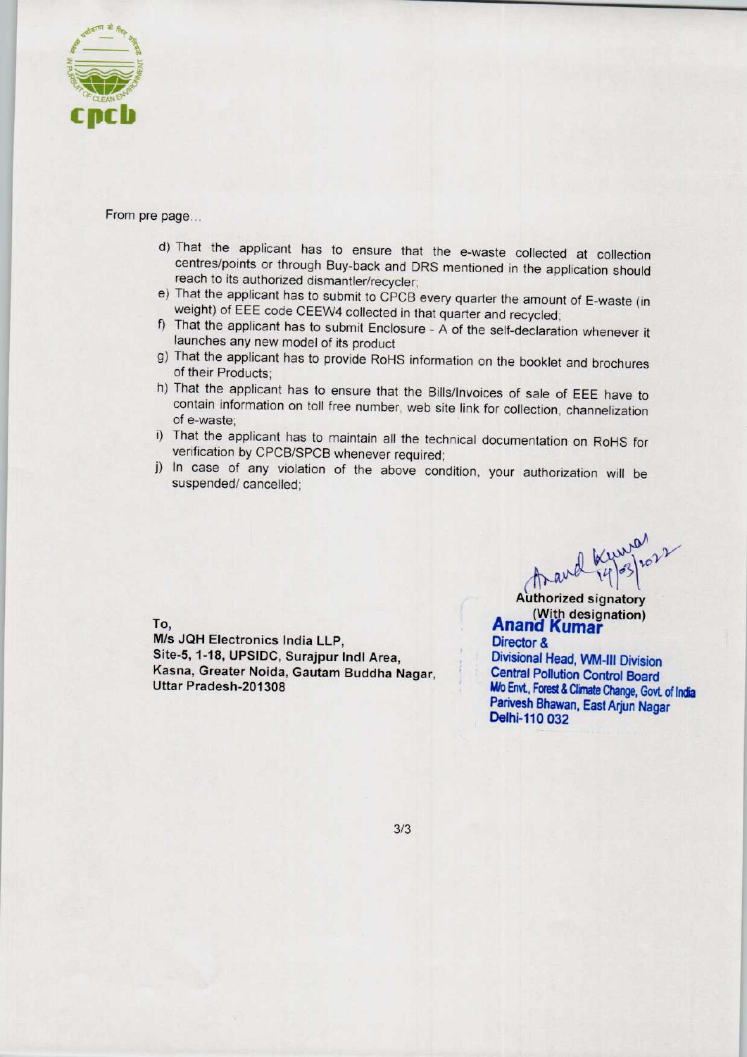From pre page...

d) That the applicant has to ensure that the e-waste collected at collection centres/points or through Buy-back and DRS mentioned in the application should reach to its authorized dismantler/recycler;

e) That the applicant has to submit to CPCB every quarter the amount of E-waste (in weight) of EEE code CEEW4 collected in that quarter and recycled;

f) That the applicant has to submit Enclosure - A of the self-declaration whenever it launches any new model of its product

g) That the applicant has to provide RoHS information on the booklet and brochures of their Products;

h) That the applicant has to ensure that the Bills/Invoices of sale of EEE have to contain information on toll free number, web site link for collection, channelization of e-waste;

i) That the applicant has to maintain all the technical documentation on RoHS for verification by CPCB/SPCB whenever required;

j) In case of any violation of the above condition, your authorization will be suspended/ cancelled;

Anand Kumar 14/03/2022

Authorized signatory
(With designation)

**Anand Kumar**
Director &
Divisional Head, WM-III Division
Central Pollution Control Board
M/o Envt., Forest & Climate Change, Govt. of India
Parivesh Bhawan, East Arjun Nagar
Delhi-110 032

To,
M/s JQH Electronics India LLP,
Site-5, 1-18, UPSIDC, Surajpur Indl Area,
Kasna, Greater Noida, Gautam Buddha Nagar,
Uttar Pradesh-201308